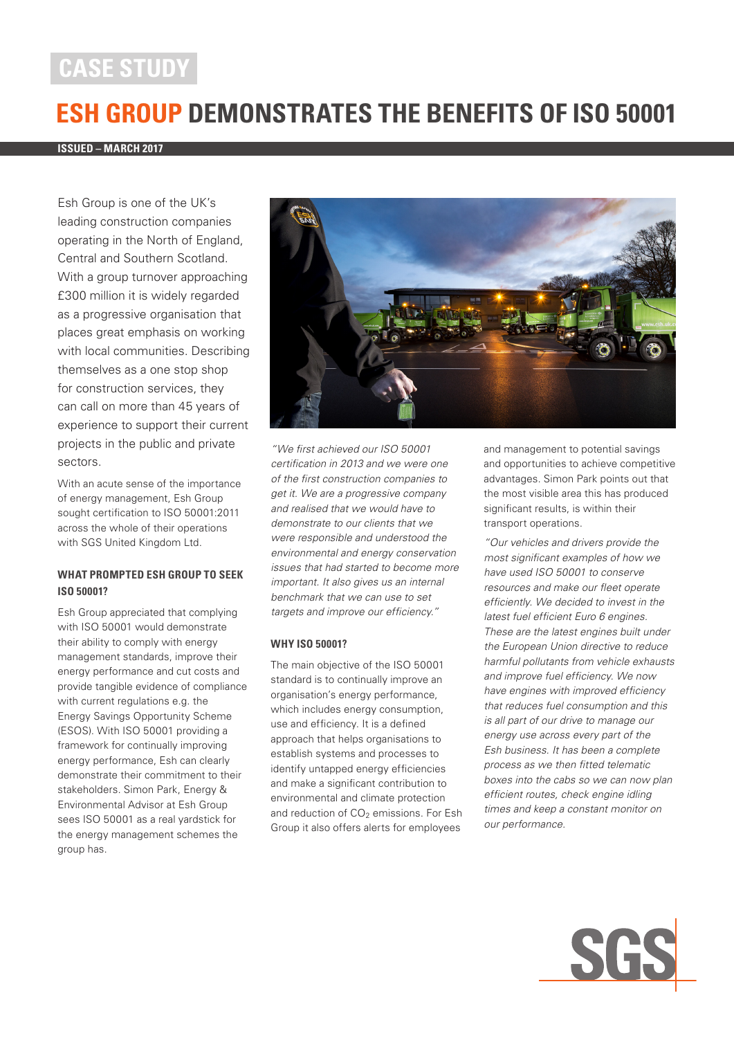CASE STUDY

# ESH GROUP DEMONSTRATES THE BENEFITS OF ISO 50001

**ISSUED – MARCH 2017**

Esh Group is one of the UK's leading construction companies operating in the North of England, Central and Southern Scotland. With a group turnover approaching £300 million it is widely regarded as a progressive organisation that places great emphasis on working with local communities. Describing themselves as a one stop shop for construction services, they can call on more than 45 years of experience to support their current projects in the public and private sectors.

With an acute sense of the importance of energy management, Esh Group sought certification to ISO 50001:2011 across the whole of their operations with SGS United Kingdom Ltd.

### WHAT PROMPTED ESH GROUP TO SEEK ISO 50001?

Esh Group appreciated that complying with ISO 50001 would demonstrate their ability to comply with energy management standards, improve their energy performance and cut costs and provide tangible evidence of compliance with current regulations e.g. the Energy Savings Opportunity Scheme (ESOS). With ISO 50001 providing a framework for continually improving energy performance, Esh can clearly demonstrate their commitment to their stakeholders. Simon Park, Energy & Environmental Advisor at Esh Group sees ISO 50001 as a real yardstick for the energy management schemes the group has.

*"We first achieved our ISO 50001 certification in 2013 and we were one of the first construction companies to get it. We are a progressive company and realised that we would have to demonstrate to our clients that we were responsible and understood the environmental and energy conservation issues that had started to become more important. It also gives us an internal benchmark that we can use to set targets and improve our efficiency."*

### WHY ISO 50001?

The main objective of the ISO 50001 standard is to continually improve an organisation's energy performance, which includes energy consumption, use and efficiency. It is a defined approach that helps organisations to establish systems and processes to identify untapped energy efficiencies and make a significant contribution to environmental and climate protection and reduction of $CO_2$ emissions. For Esh Group it also offers alerts for employees and management to potential savings and opportunities to achieve competitive advantages. Simon Park points out that the most visible area this has produced significant results, is within their transport operations.

*"Our vehicles and drivers provide the most significant examples of how we have used ISO 50001 to conserve resources and make our fleet operate efficiently. We decided to invest in the latest fuel efficient Euro 6 engines. These are the latest engines built under the European Union directive to reduce harmful pollutants from vehicle exhausts and improve fuel efficiency. We now have engines with improved efficiency that reduces fuel consumption and this is all part of our drive to manage our energy use across every part of the Esh business. It has been a complete process as we then fitted telematic boxes into the cabs so we can now plan efficient routes, check engine idling times and keep a constant monitor on our performance.*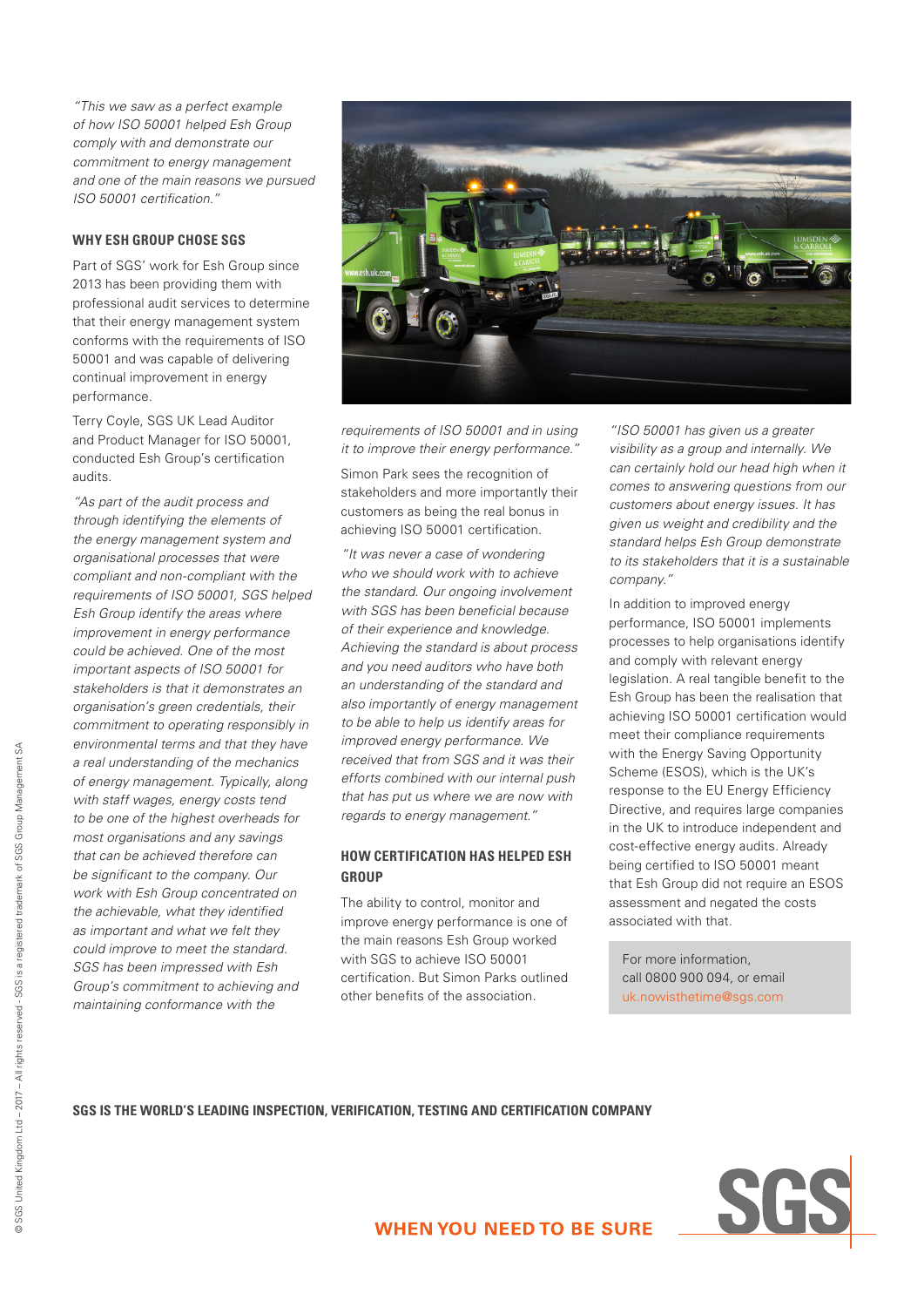*"This we saw as a perfect example of how ISO 50001 helped Esh Group comply with and demonstrate our commitment to energy management and one of the main reasons we pursued ISO 50001 certification."*

## WHY ESH GROUP CHOSE SGS

Part of SGS' work for Esh Group since 2013 has been providing them with professional audit services to determine that their energy management system conforms with the requirements of ISO 50001 and was capable of delivering continual improvement in energy performance.

Terry Coyle, SGS UK Lead Auditor and Product Manager for ISO 50001, conducted Esh Group's certification audits.

*"As part of the audit process and through identifying the elements of the energy management system and organisational processes that were compliant and non-compliant with the requirements of ISO 50001, SGS helped Esh Group identify the areas where improvement in energy performance could be achieved. One of the most important aspects of ISO 50001 for stakeholders is that it demonstrates an organisation's green credentials, their commitment to operating responsibly in environmental terms and that they have a real understanding of the mechanics of energy management. Typically, along with staff wages, energy costs tend to be one of the highest overheads for most organisations and any savings that can be achieved therefore can be significant to the company. Our work with Esh Group concentrated on the achievable, what they identified as important and what we felt they could improve to meet the standard. SGS has been impressed with Esh Group's commitment to achieving and maintaining conformance with the requirements of ISO 50001 and in using it to improve their energy performance."*

Simon Park sees the recognition of stakeholders and more importantly their customers as being the real bonus in achieving ISO 50001 certification.

*"It was never a case of wondering who we should work with to achieve the standard. Our ongoing involvement with SGS has been beneficial because of their experience and knowledge. Achieving the standard is about process and you need auditors who have both an understanding of the standard and also importantly of energy management to be able to help us identify areas for improved energy performance. We received that from SGS and it was their efforts combined with our internal push that has put us where we are now with regards to energy management."*

## HOW CERTIFICATION HAS HELPED ESH GROUP

The ability to control, monitor and improve energy performance is one of the main reasons Esh Group worked with SGS to achieve ISO 50001 certification. But Simon Parks outlined other benefits of the association.

*"ISO 50001 has given us a greater visibility as a group and internally. We can certainly hold our head high when it comes to answering questions from our customers about energy issues. It has given us weight and credibility and the standard helps Esh Group demonstrate to its stakeholders that it is a sustainable company."*

In addition to improved energy performance, ISO 50001 implements processes to help organisations identify and comply with relevant energy legislation. A real tangible benefit to the Esh Group has been the realisation that achieving ISO 50001 certification would meet their compliance requirements with the Energy Saving Opportunity Scheme (ESOS), which is the UK's response to the EU Energy Efficiency Directive, and requires large companies in the UK to introduce independent and cost-effective energy audits. Already being certified to ISO 50001 meant that Esh Group did not require an ESOS assessment and negated the costs associated with that.

For more information, call 0800 900 094, or email uk.nowisthetime@sgs.com

**SGS IS THE WORLD'S LEADING INSPECTION, VERIFICATION, TESTING AND CERTIFICATION COMPANY**

**WHEN YOU NEED TO BE SURE**

SGS

© SGS United Kingdom Ltd – 2017 – All rights reserved - SGS is a registered trademark of SGS Group Management SA